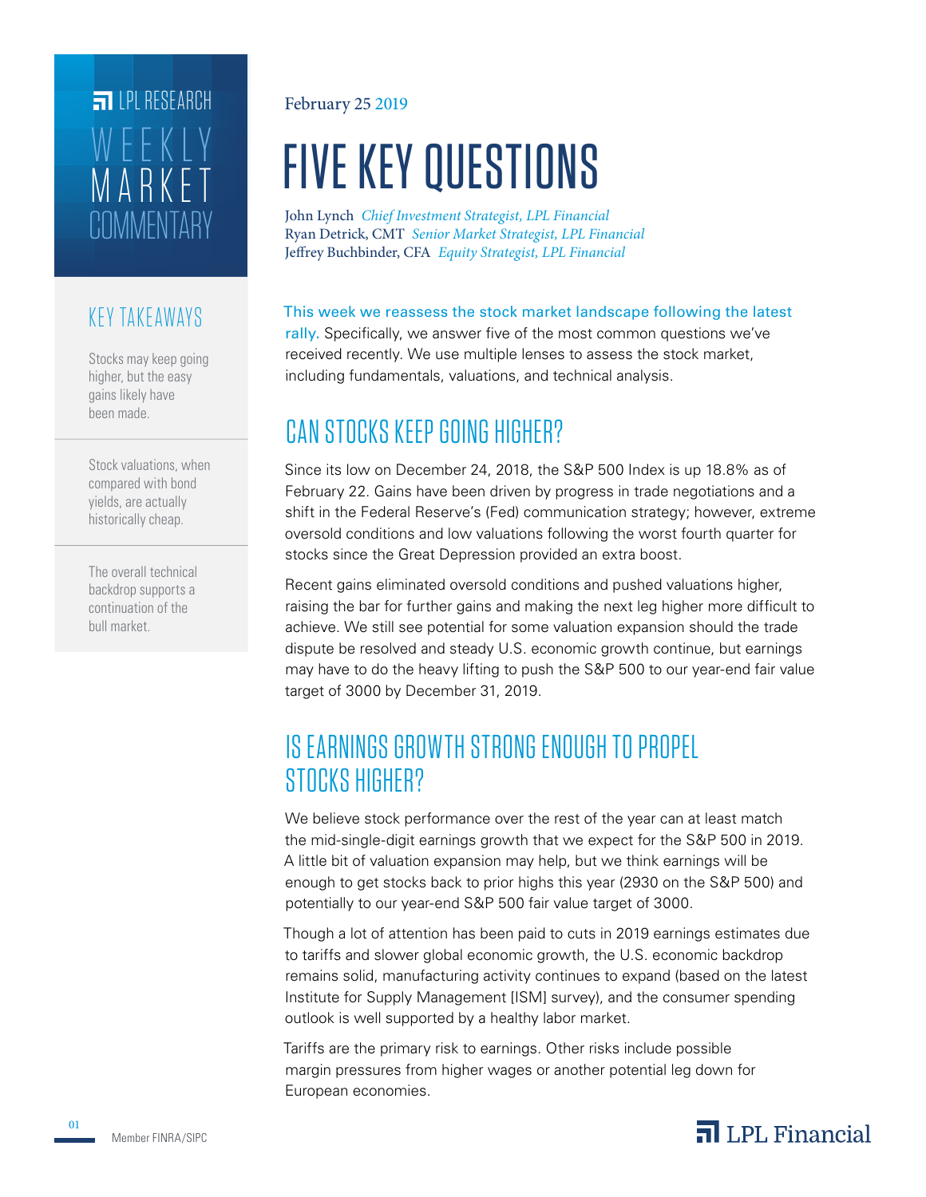LPL RESEARCH

WEEKLY MARKET COMMENTARY

February 25 2019

# FIVE KEY QUESTIONS

John Lynch *Chief Investment Strategist, LPL Financial*
Ryan Detrick, CMT *Senior Market Strategist, LPL Financial*
Jeffrey Buchbinder, CFA *Equity Strategist, LPL Financial*

### KEY TAKEAWAYS

Stocks may keep going higher, but the easy gains likely have been made.

Stock valuations, when compared with bond yields, are actually historically cheap.

The overall technical backdrop supports a continuation of the bull market.

This week we reassess the stock market landscape following the latest rally. Specifically, we answer five of the most common questions we've received recently. We use multiple lenses to assess the stock market, including fundamentals, valuations, and technical analysis.

## CAN STOCKS KEEP GOING HIGHER?

Since its low on December 24, 2018, the S&P 500 Index is up 18.8% as of February 22. Gains have been driven by progress in trade negotiations and a shift in the Federal Reserve's (Fed) communication strategy; however, extreme oversold conditions and low valuations following the worst fourth quarter for stocks since the Great Depression provided an extra boost.

Recent gains eliminated oversold conditions and pushed valuations higher, raising the bar for further gains and making the next leg higher more difficult to achieve. We still see potential for some valuation expansion should the trade dispute be resolved and steady U.S. economic growth continue, but earnings may have to do the heavy lifting to push the S&P 500 to our year-end fair value target of 3000 by December 31, 2019.

## IS EARNINGS GROWTH STRONG ENOUGH TO PROPEL STOCKS HIGHER?

We believe stock performance over the rest of the year can at least match the mid-single-digit earnings growth that we expect for the S&P 500 in 2019. A little bit of valuation expansion may help, but we think earnings will be enough to get stocks back to prior highs this year (2930 on the S&P 500) and potentially to our year-end S&P 500 fair value target of 3000.

Though a lot of attention has been paid to cuts in 2019 earnings estimates due to tariffs and slower global economic growth, the U.S. economic backdrop remains solid, manufacturing activity continues to expand (based on the latest Institute for Supply Management [ISM] survey), and the consumer spending outlook is well supported by a healthy labor market.

Tariffs are the primary risk to earnings. Other risks include possible margin pressures from higher wages or another potential leg down for European economies.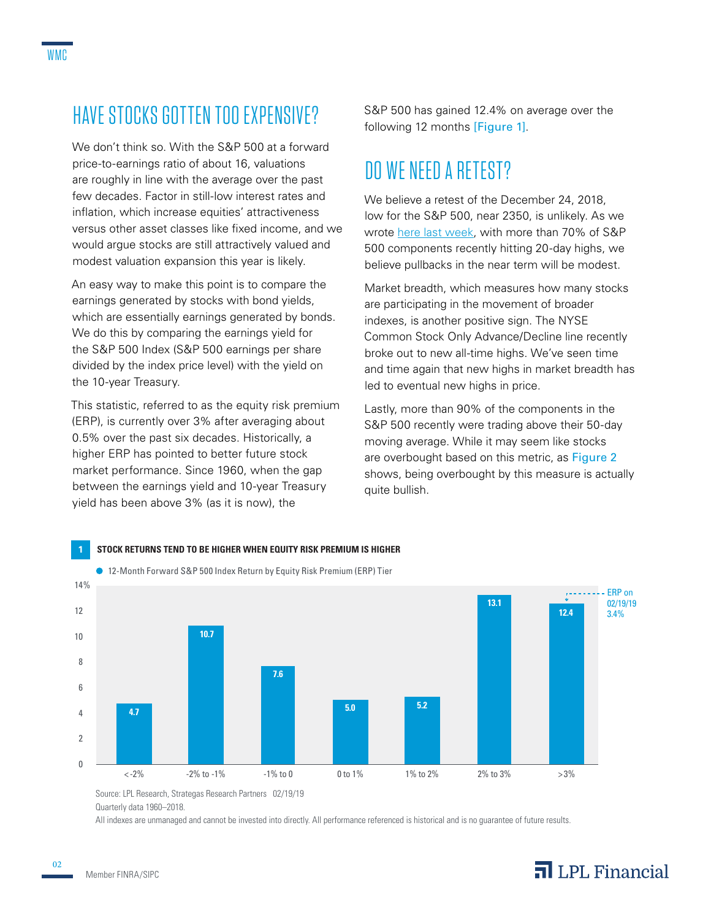## HAVE STOCKS GOTTEN TOO EXPENSIVE?

We don't think so. With the S&P 500 at a forward price-to-earnings ratio of about 16, valuations are roughly in line with the average over the past few decades. Factor in still-low interest rates and inflation, which increase equities' attractiveness versus other asset classes like fixed income, and we would argue stocks are still attractively valued and modest valuation expansion this year is likely.

An easy way to make this point is to compare the earnings generated by stocks with bond yields, which are essentially earnings generated by bonds. We do this by comparing the earnings yield for the S&P 500 Index (S&P 500 earnings per share divided by the index price level) with the yield on the 10-year Treasury.

This statistic, referred to as the equity risk premium (ERP), is currently over 3% after averaging about 0.5% over the past six decades. Historically, a higher ERP has pointed to better future stock market performance. Since 1960, when the gap between the earnings yield and 10-year Treasury yield has been above 3% (as it is now), the S&P 500 has gained 12.4% on average over the following 12 months [Figure 1].

## DO WE NEED A RETEST?

We believe a retest of the December 24, 2018, low for the S&P 500, near 2350, is unlikely. As we wrote here last week, with more than 70% of S&P 500 components recently hitting 20-day highs, we believe pullbacks in the near term will be modest.

Market breadth, which measures how many stocks are participating in the movement of broader indexes, is another positive sign. The NYSE Common Stock Only Advance/Decline line recently broke out to new all-time highs. We've seen time and time again that new highs in market breadth has led to eventual new highs in price.

Lastly, more than 90% of the components in the S&P 500 recently were trading above their 50-day moving average. While it may seem like stocks are overbought based on this metric, as Figure 2 shows, being overbought by this measure is actually quite bullish.

**1 STOCK RETURNS TEND TO BE HIGHER WHEN EQUITY RISK PREMIUM IS HIGHER**

12-Month Forward S&P 500 Index Return by Equity Risk Premium (ERP) Tier

| ERP Tier | 12-Month Forward S&P 500 Return (%) |
|---|---|
| <-2% | 4.7 |
| -2% to -1% | 10.7 |
| -1% to 0 | 7.6 |
| 0 to 1% | 5.0 |
| 1% to 2% | 5.2 |
| 2% to 3% | 13.1 |
| >3% | 12.4 |

ERP on 02/19/19 3.4%

Source: LPL Research, Strategas Research Partners 02/19/19

Quarterly data 1960–2018.

All indexes are unmanaged and cannot be invested into directly. All performance referenced is historical and is no guarantee of future results.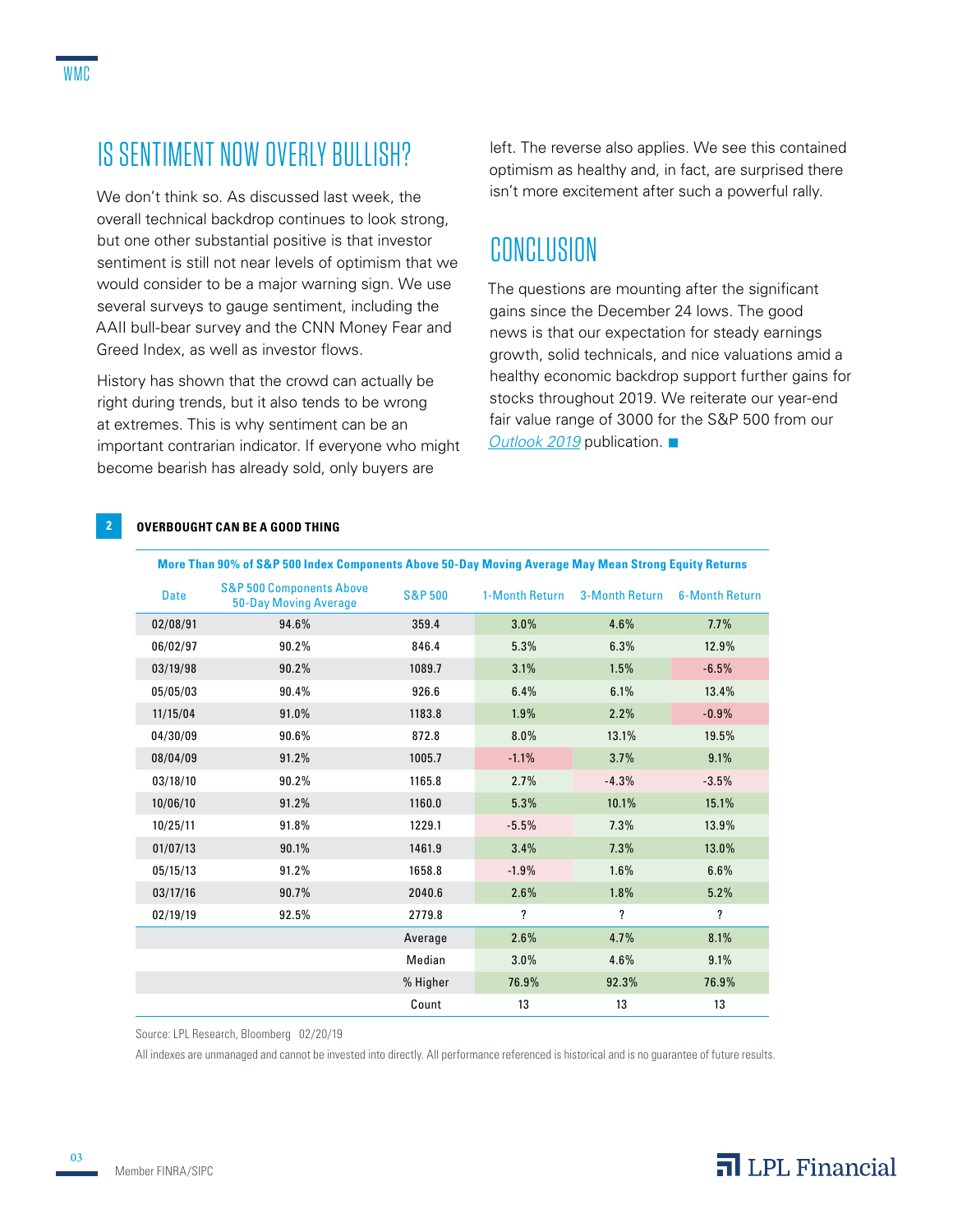## IS SENTIMENT NOW OVERLY BULLISH?

We don't think so. As discussed last week, the overall technical backdrop continues to look strong, but one other substantial positive is that investor sentiment is still not near levels of optimism that we would consider to be a major warning sign. We use several surveys to gauge sentiment, including the AAII bull-bear survey and the CNN Money Fear and Greed Index, as well as investor flows.

History has shown that the crowd can actually be right during trends, but it also tends to be wrong at extremes. This is why sentiment can be an important contrarian indicator. If everyone who might become bearish has already sold, only buyers are left. The reverse also applies. We see this contained optimism as healthy and, in fact, are surprised there isn't more excitement after such a powerful rally.

## CONCLUSION

The questions are mounting after the significant gains since the December 24 lows. The good news is that our expectation for steady earnings growth, solid technicals, and nice valuations amid a healthy economic backdrop support further gains for stocks throughout 2019. We reiterate our year-end fair value range of 3000 for the S&P 500 from our *Outlook 2019* publication. ■

**2 OVERBOUGHT CAN BE A GOOD THING**

**More Than 90% of S&P 500 Index Components Above 50-Day Moving Average May Mean Strong Equity Returns**

| Date | S&P 500 Components Above 50-Day Moving Average | S&P 500 | 1-Month Return | 3-Month Return | 6-Month Return |
|---|---|---|---|---|---|
| 02/08/91 | 94.6% | 359.4 | 3.0% | 4.6% | 7.7% |
| 06/02/97 | 90.2% | 846.4 | 5.3% | 6.3% | 12.9% |
| 03/19/98 | 90.2% | 1089.7 | 3.1% | 1.5% | -6.5% |
| 05/05/03 | 90.4% | 926.6 | 6.4% | 6.1% | 13.4% |
| 11/15/04 | 91.0% | 1183.8 | 1.9% | 2.2% | -0.9% |
| 04/30/09 | 90.6% | 872.8 | 8.0% | 13.1% | 19.5% |
| 08/04/09 | 91.2% | 1005.7 | -1.1% | 3.7% | 9.1% |
| 03/18/10 | 90.2% | 1165.8 | 2.7% | -4.3% | -3.5% |
| 10/06/10 | 91.2% | 1160.0 | 5.3% | 10.1% | 15.1% |
| 10/25/11 | 91.8% | 1229.1 | -5.5% | 7.3% | 13.9% |
| 01/07/13 | 90.1% | 1461.9 | 3.4% | 7.3% | 13.0% |
| 05/15/13 | 91.2% | 1658.8 | -1.9% | 1.6% | 6.6% |
| 03/17/16 | 90.7% | 2040.6 | 2.6% | 1.8% | 5.2% |
| 02/19/19 | 92.5% | 2779.8 | ? | ? | ? |
| | | Average | 2.6% | 4.7% | 8.1% |
| | | Median | 3.0% | 4.6% | 9.1% |
| | | % Higher | 76.9% | 92.3% | 76.9% |
| | | Count | 13 | 13 | 13 |

Source: LPL Research, Bloomberg 02/20/19

All indexes are unmanaged and cannot be invested into directly. All performance referenced is historical and is no guarantee of future results.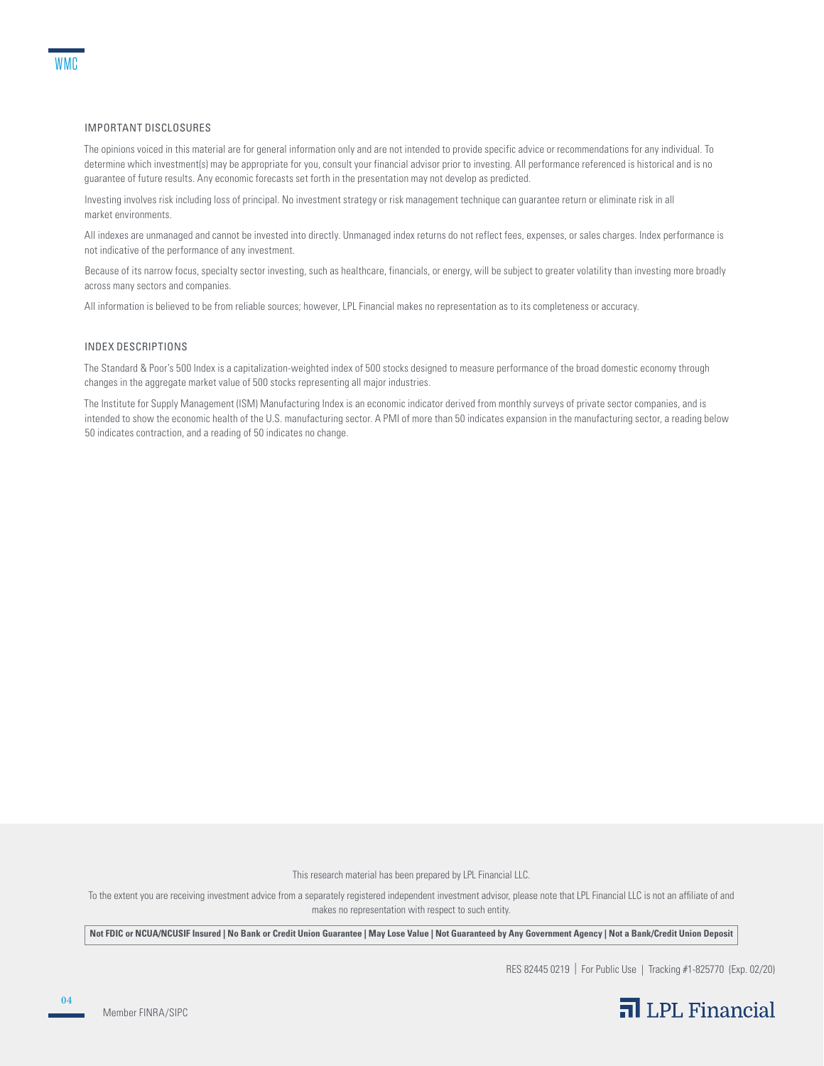## IMPORTANT DISCLOSURES

The opinions voiced in this material are for general information only and are not intended to provide specific advice or recommendations for any individual. To determine which investment(s) may be appropriate for you, consult your financial advisor prior to investing. All performance referenced is historical and is no guarantee of future results. Any economic forecasts set forth in the presentation may not develop as predicted.

Investing involves risk including loss of principal. No investment strategy or risk management technique can guarantee return or eliminate risk in all market environments.

All indexes are unmanaged and cannot be invested into directly. Unmanaged index returns do not reflect fees, expenses, or sales charges. Index performance is not indicative of the performance of any investment.

Because of its narrow focus, specialty sector investing, such as healthcare, financials, or energy, will be subject to greater volatility than investing more broadly across many sectors and companies.

All information is believed to be from reliable sources; however, LPL Financial makes no representation as to its completeness or accuracy.

## INDEX DESCRIPTIONS

The Standard & Poor's 500 Index is a capitalization-weighted index of 500 stocks designed to measure performance of the broad domestic economy through changes in the aggregate market value of 500 stocks representing all major industries.

The Institute for Supply Management (ISM) Manufacturing Index is an economic indicator derived from monthly surveys of private sector companies, and is intended to show the economic health of the U.S. manufacturing sector. A PMI of more than 50 indicates expansion in the manufacturing sector, a reading below 50 indicates contraction, and a reading of 50 indicates no change.

This research material has been prepared by LPL Financial LLC.

To the extent you are receiving investment advice from a separately registered independent investment advisor, please note that LPL Financial LLC is not an affiliate of and makes no representation with respect to such entity.

**Not FDIC or NCUA/NCUSIF Insured | No Bank or Credit Union Guarantee | May Lose Value | Not Guaranteed by Any Government Agency | Not a Bank/Credit Union Deposit**

RES 82445 0219 | For Public Use | Tracking #1-825770 (Exp. 02/20)

Member FINRA/SIPC

LPL Financial